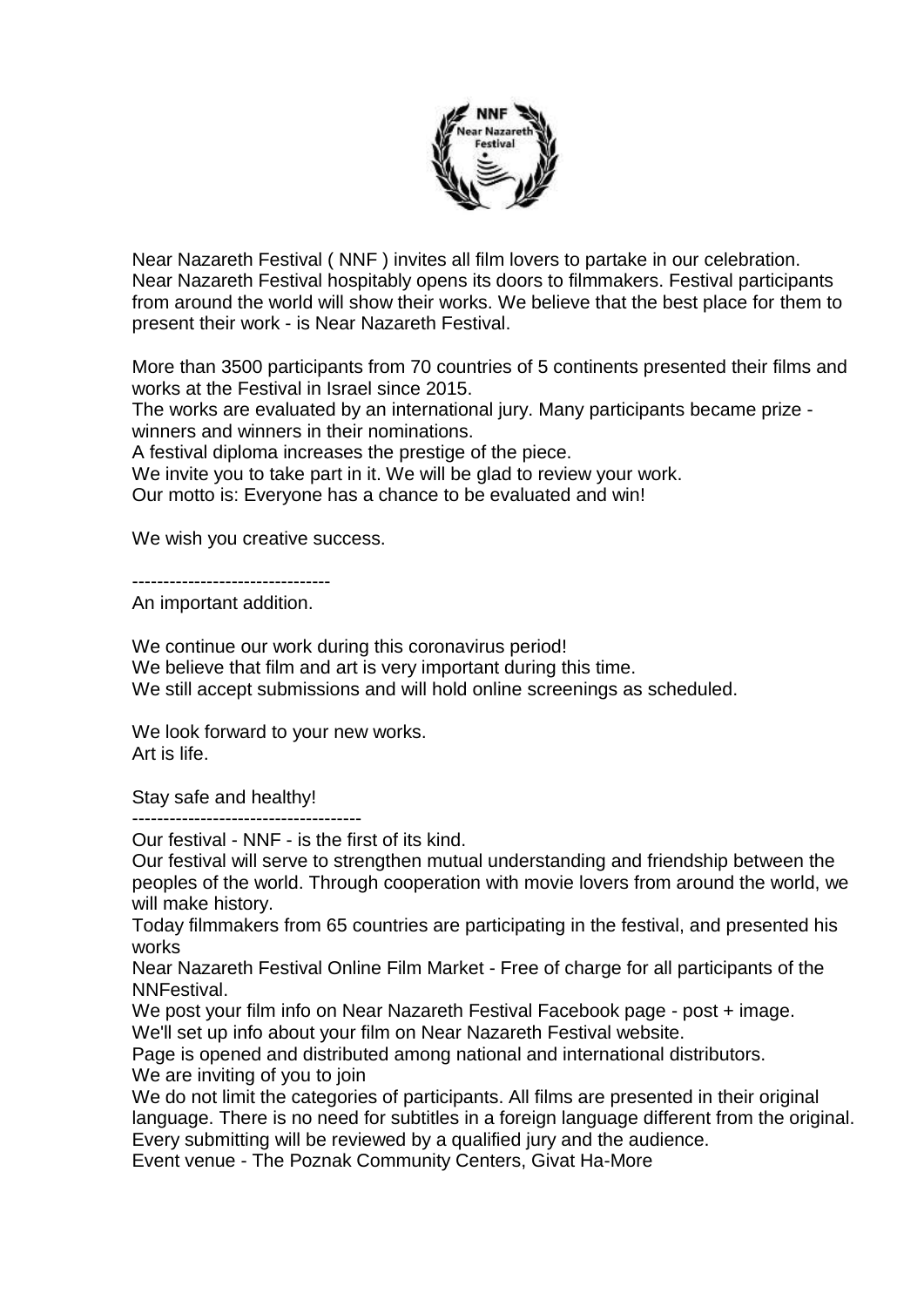Near Nazareth Festival ( NNF ) invites all film lovers to partake in our celebration. Near Nazareth Festival hospitably opens its doors to filmmakers. Festival participants from around the world will show their works. We believe that the best place for them to present their work - is Near Nazareth Festival.

More than 3500 participants from 70 countries of 5 continents presented their films and works at the Festival in Israel since 2015.
The works are evaluated by an international jury. Many participants became prize - winners and winners in their nominations.
A festival diploma increases the prestige of the piece.
We invite you to take part in it. We will be glad to review your work.
Our motto is: Everyone has a chance to be evaluated and win!

We wish you creative success.

--------------------------------
An important addition.

We continue our work during this coronavirus period!
We believe that film and art is very important during this time.
We still accept submissions and will hold online screenings as scheduled.

We look forward to your new works.
Art is life.

Stay safe and healthy!

-------------------------------------
Our festival - NNF - is the first of its kind.
Our festival will serve to strengthen mutual understanding and friendship between the peoples of the world. Through cooperation with movie lovers from around the world, we will make history.
Today filmmakers from 65 countries are participating in the festival, and presented his works
Near Nazareth Festival Online Film Market - Free of charge for all participants of the NNFestival.
We post your film info on Near Nazareth Festival Facebook page - post + image.
We'll set up info about your film on Near Nazareth Festival website.
Page is opened and distributed among national and international distributors.
We are inviting of you to join
We do not limit the categories of participants. All films are presented in their original language. There is no need for subtitles in a foreign language different from the original.
Every submitting will be reviewed by a qualified jury and the audience.
Event venue - The Poznak Community Centers, Givat Ha-More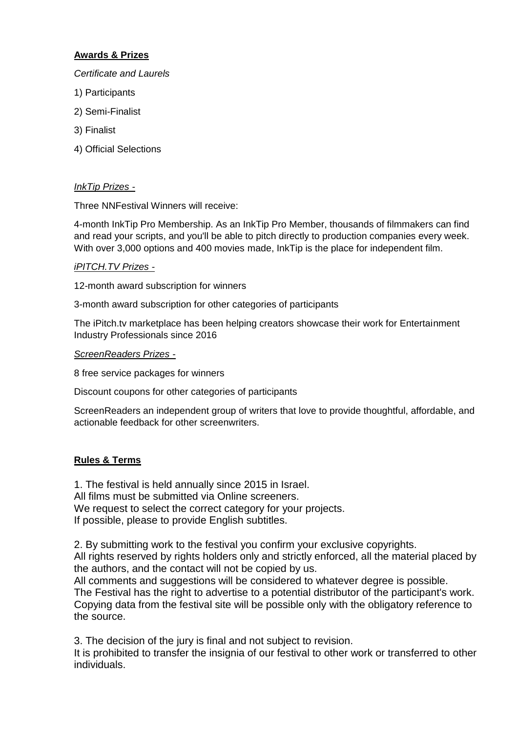**Awards & Prizes**

*Certificate and Laurels*

1) Participants

2) Semi-Finalist

3) Finalist

4) Official Selections

*InkTip Prizes -*

Three NNFestival Winners will receive:

4-month InkTip Pro Membership. As an InkTip Pro Member, thousands of filmmakers can find and read your scripts, and you'll be able to pitch directly to production companies every week. With over 3,000 options and 400 movies made, InkTip is the place for independent film.

*iPITCH.TV Prizes -*

12-month award subscription for winners

3-month award subscription for other categories of participants

The iPitch.tv marketplace has been helping creators showcase their work for Entertainment Industry Professionals since 2016

*ScreenReaders Prizes -*

8 free service packages for winners

Discount coupons for other categories of participants

ScreenReaders an independent group of writers that love to provide thoughtful, affordable, and actionable feedback for other screenwriters.

**Rules & Terms**

1. The festival is held annually since 2015 in Israel.
All films must be submitted via Online screeners.
We request to select the correct category for your projects.
If possible, please to provide English subtitles.

2. By submitting work to the festival you confirm your exclusive copyrights.
All rights reserved by rights holders only and strictly enforced, all the material placed by the authors, and the contact will not be copied by us.
All comments and suggestions will be considered to whatever degree is possible.
The Festival has the right to advertise to a potential distributor of the participant's work.
Copying data from the festival site will be possible only with the obligatory reference to the source.

3. The decision of the jury is final and not subject to revision.
It is prohibited to transfer the insignia of our festival to other work or transferred to other individuals.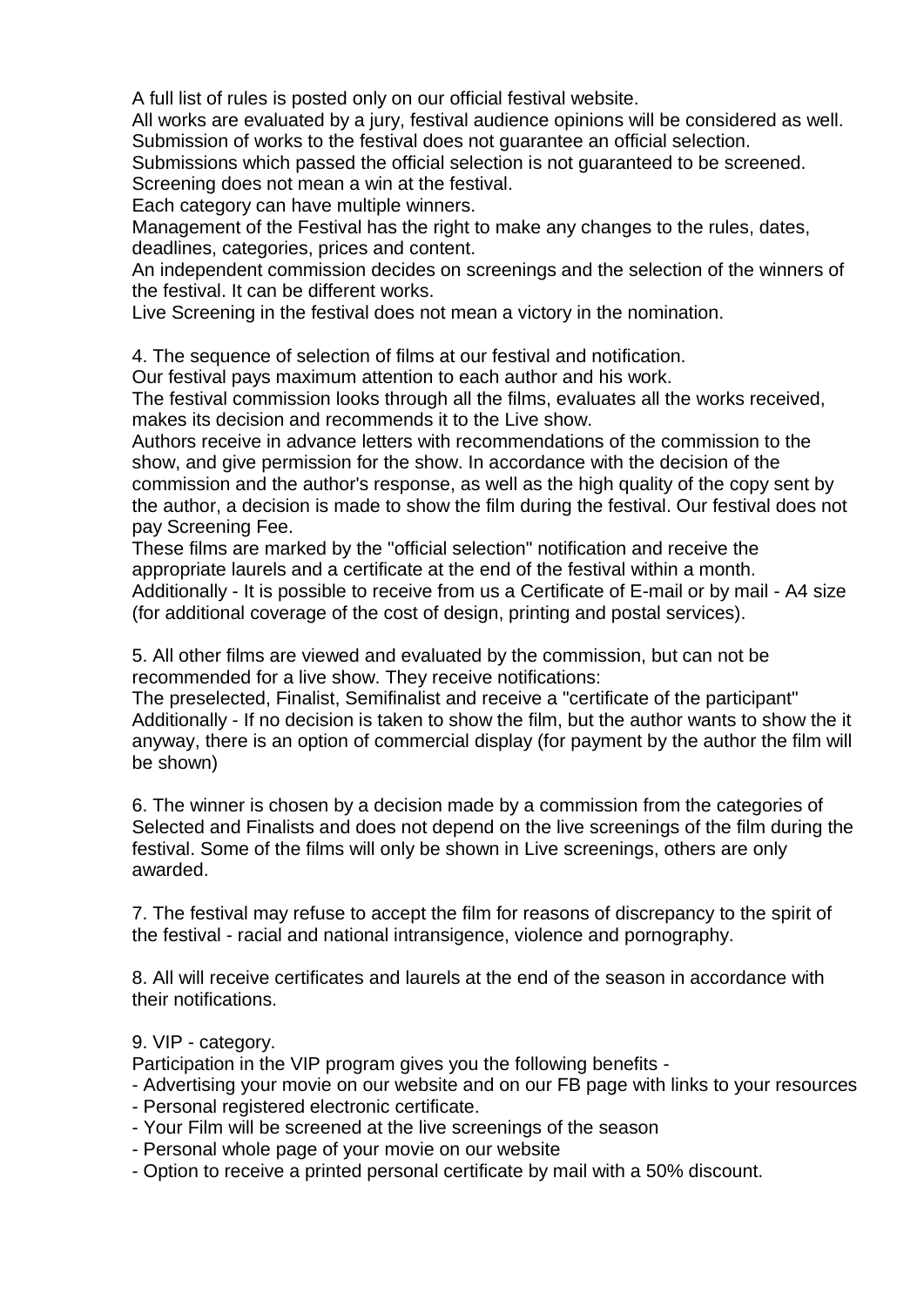A full list of rules is posted only on our official festival website.
All works are evaluated by a jury, festival audience opinions will be considered as well.
Submission of works to the festival does not guarantee an official selection.
Submissions which passed the official selection is not guaranteed to be screened.
Screening does not mean a win at the festival.
Each category can have multiple winners.
Management of the Festival has the right to make any changes to the rules, dates, deadlines, categories, prices and content.
An independent commission decides on screenings and the selection of the winners of the festival. It can be different works.
Live Screening in the festival does not mean a victory in the nomination.

4. The sequence of selection of films at our festival and notification.
Our festival pays maximum attention to each author and his work.
The festival commission looks through all the films, evaluates all the works received, makes its decision and recommends it to the Live show.
Authors receive in advance letters with recommendations of the commission to the show, and give permission for the show. In accordance with the decision of the commission and the author's response, as well as the high quality of the copy sent by the author, a decision is made to show the film during the festival. Our festival does not pay Screening Fee.
These films are marked by the "official selection" notification and receive the appropriate laurels and a certificate at the end of the festival within a month.
Additionally - It is possible to receive from us a Certificate of E-mail or by mail - A4 size (for additional coverage of the cost of design, printing and postal services).

5. All other films are viewed and evaluated by the commission, but can not be recommended for a live show. They receive notifications:
The preselected, Finalist, Semifinalist and receive a "certificate of the participant"
Additionally - If no decision is taken to show the film, but the author wants to show the it anyway, there is an option of commercial display (for payment by the author the film will be shown)

6. The winner is chosen by a decision made by a commission from the categories of Selected and Finalists and does not depend on the live screenings of the film during the festival. Some of the films will only be shown in Live screenings, others are only awarded.

7. The festival may refuse to accept the film for reasons of discrepancy to the spirit of the festival - racial and national intransigence, violence and pornography.

8. All will receive certificates and laurels at the end of the season in accordance with their notifications.

9. VIP - category.
Participation in the VIP program gives you the following benefits -
- Advertising your movie on our website and on our FB page with links to your resources
- Personal registered electronic certificate.
- Your Film will be screened at the live screenings of the season
- Personal whole page of your movie on our website
- Option to receive a printed personal certificate by mail with a 50% discount.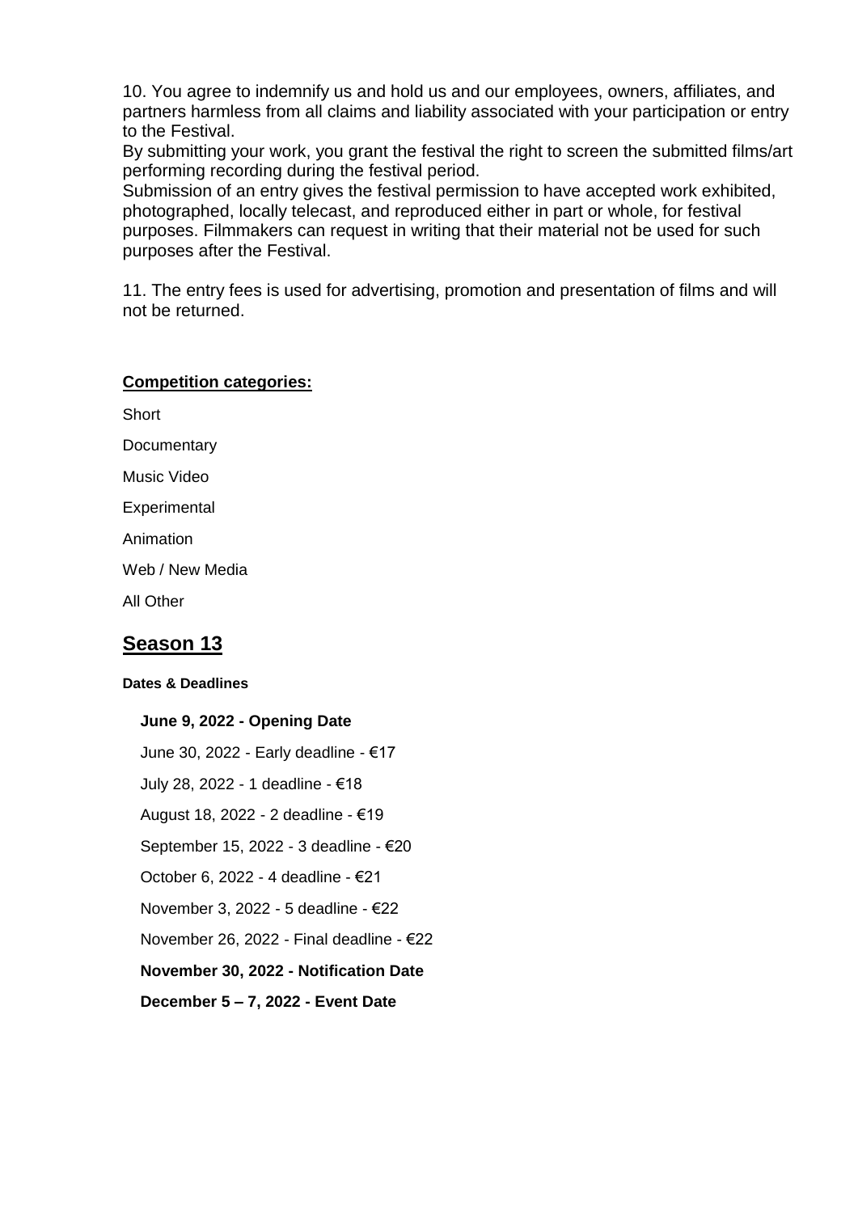10. You agree to indemnify us and hold us and our employees, owners, affiliates, and partners harmless from all claims and liability associated with your participation or entry to the Festival.
By submitting your work, you grant the festival the right to screen the submitted films/art performing recording during the festival period.
Submission of an entry gives the festival permission to have accepted work exhibited, photographed, locally telecast, and reproduced either in part or whole, for festival purposes. Filmmakers can request in writing that their material not be used for such purposes after the Festival.

11. The entry fees is used for advertising, promotion and presentation of films and will not be returned.

**Competition categories:**

Short

Documentary

Music Video

Experimental

Animation

Web / New Media

All Other

## Season 13

**Dates & Deadlines**

**June 9, 2022 - Opening Date**

June 30, 2022 - Early deadline - €17

July 28, 2022 - 1 deadline - €18

August 18, 2022 - 2 deadline - €19

September 15, 2022 - 3 deadline - €20

October 6, 2022 - 4 deadline - €21

November 3, 2022 - 5 deadline - €22

November 26, 2022 - Final deadline - €22

**November 30, 2022 - Notification Date**

**December 5 – 7, 2022 - Event Date**